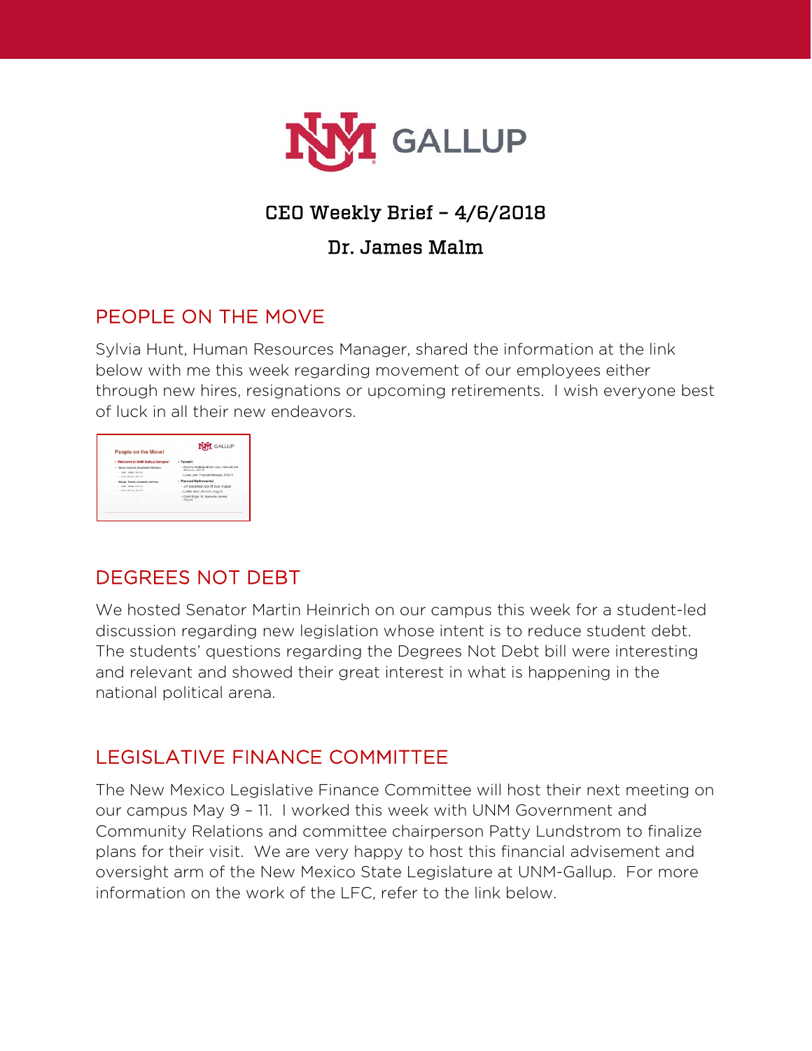# CEO Weekly Brief – 4/6/2018

## Dr. James Malm

## PEOPLE ON THE MOVE

Sylvia Hunt, Human Resources Manager, shared the information at the link below with me this week regarding movement of our employees either through new hires, resignations or upcoming retirements. I wish everyone best of luck in all their new endeavors.

## DEGREES NOT DEBT

We hosted Senator Martin Heinrich on our campus this week for a student-led discussion regarding new legislation whose intent is to reduce student debt. The students' questions regarding the Degrees Not Debt bill were interesting and relevant and showed their great interest in what is happening in the national political arena.

## LEGISLATIVE FINANCE COMMITTEE

The New Mexico Legislative Finance Committee will host their next meeting on our campus May 9 – 11. I worked this week with UNM Government and Community Relations and committee chairperson Patty Lundstrom to finalize plans for their visit. We are very happy to host this financial advisement and oversight arm of the New Mexico State Legislature at UNM-Gallup. For more information on the work of the LFC, refer to the link below.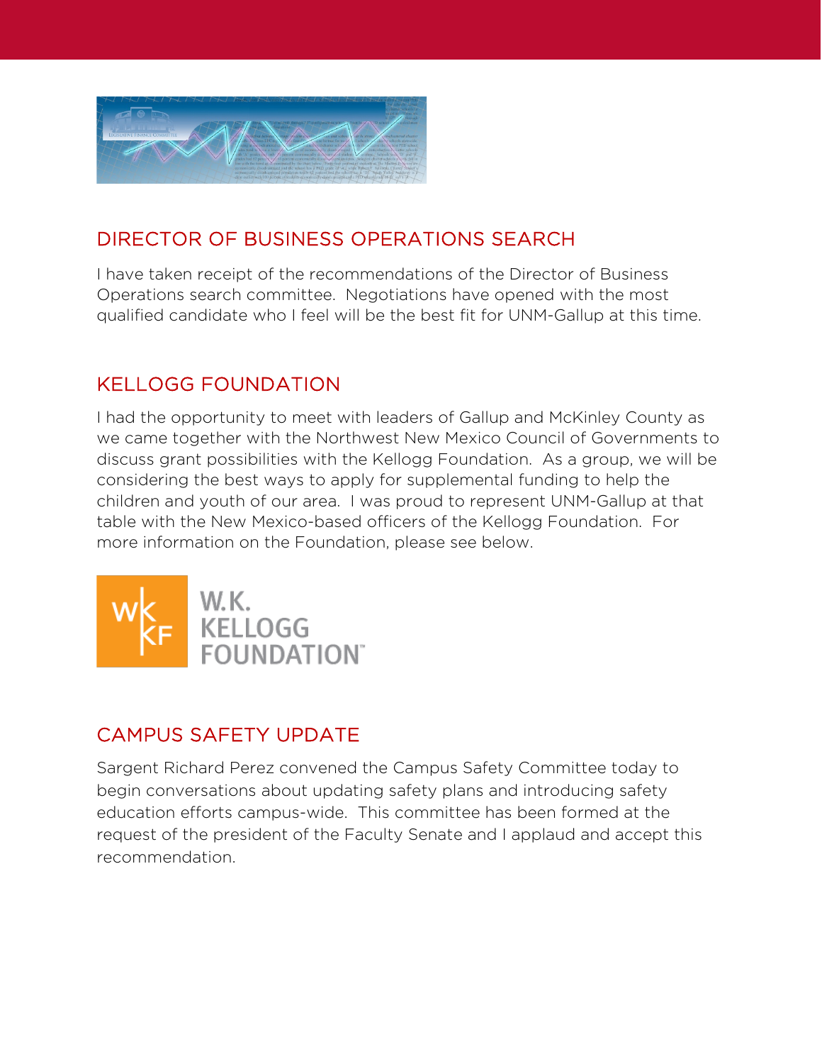## DIRECTOR OF BUSINESS OPERATIONS SEARCH

I have taken receipt of the recommendations of the Director of Business Operations search committee. Negotiations have opened with the most qualified candidate who I feel will be the best fit for UNM-Gallup at this time.

## KELLOGG FOUNDATION

I had the opportunity to meet with leaders of Gallup and McKinley County as we came together with the Northwest New Mexico Council of Governments to discuss grant possibilities with the Kellogg Foundation. As a group, we will be considering the best ways to apply for supplemental funding to help the children and youth of our area. I was proud to represent UNM-Gallup at that table with the New Mexico-based officers of the Kellogg Foundation. For more information on the Foundation, please see below.

## CAMPUS SAFETY UPDATE

Sargent Richard Perez convened the Campus Safety Committee today to begin conversations about updating safety plans and introducing safety education efforts campus-wide. This committee has been formed at the request of the president of the Faculty Senate and I applaud and accept this recommendation.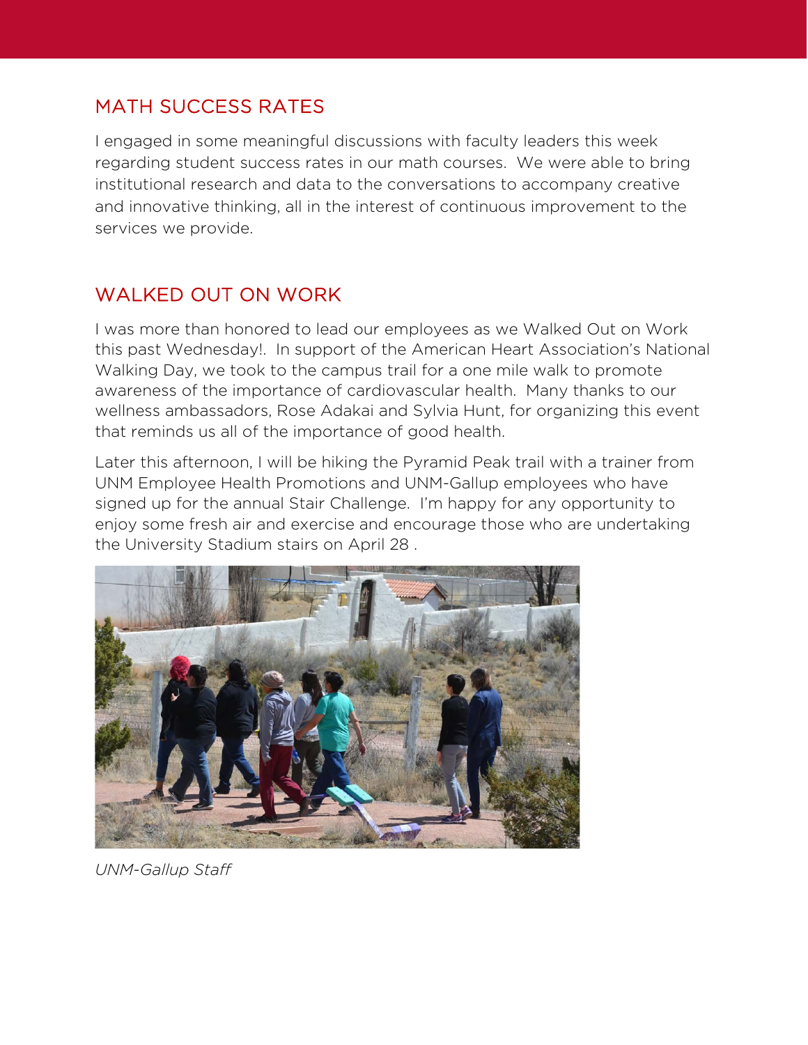## MATH SUCCESS RATES

I engaged in some meaningful discussions with faculty leaders this week regarding student success rates in our math courses. We were able to bring institutional research and data to the conversations to accompany creative and innovative thinking, all in the interest of continuous improvement to the services we provide.

## WALKED OUT ON WORK

I was more than honored to lead our employees as we Walked Out on Work this past Wednesday!. In support of the American Heart Association's National Walking Day, we took to the campus trail for a one mile walk to promote awareness of the importance of cardiovascular health. Many thanks to our wellness ambassadors, Rose Adakai and Sylvia Hunt, for organizing this event that reminds us all of the importance of good health.

Later this afternoon, I will be hiking the Pyramid Peak trail with a trainer from UNM Employee Health Promotions and UNM-Gallup employees who have signed up for the annual Stair Challenge. I'm happy for any opportunity to enjoy some fresh air and exercise and encourage those who are undertaking the University Stadium stairs on April 28 .

*UNM-Gallup Staff*